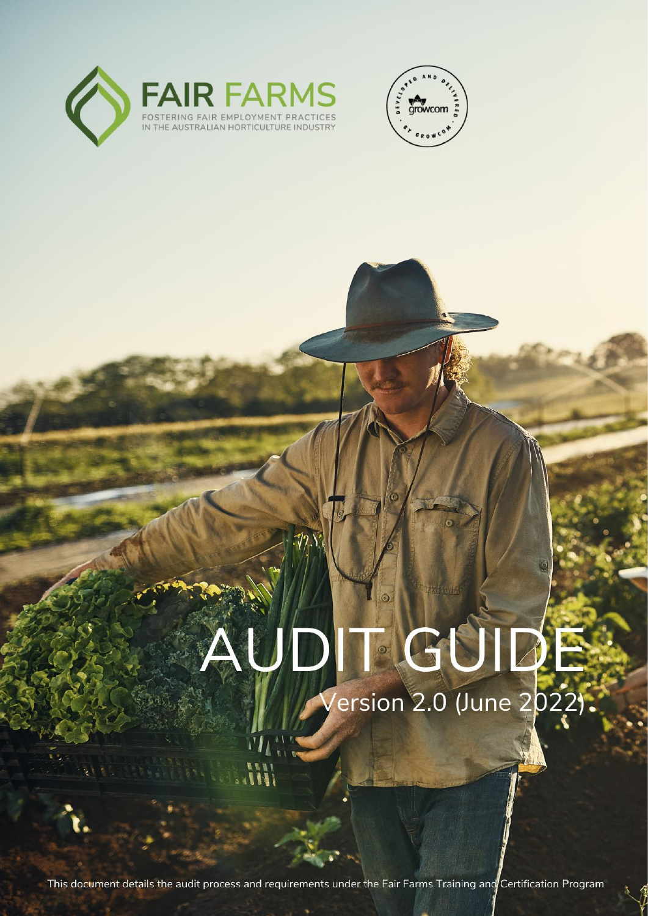FAIR FARMS

FOSTERING FAIR EMPLOYMENT PRACTICES IN THE AUSTRALIAN HORTICULTURE INDUSTRY

DEVELOPED AND DELIVERED BY GROWCOM

# AUDIT GUIDE

## Version 2.0 (June 2022)

This document details the audit process and requirements under the Fair Farms Training and Certification Program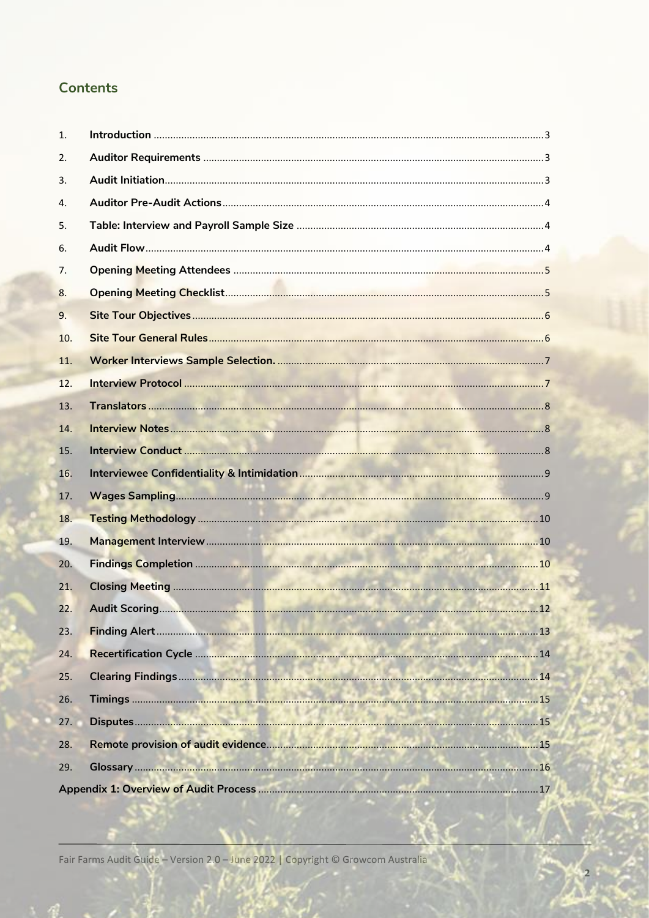## Contents

1. **Introduction** ........ 3
2. **Auditor Requirements** ........ 3
3. **Audit Initiation** ........ 3
4. **Auditor Pre-Audit Actions** ........ 4
5. **Table: Interview and Payroll Sample Size** ........ 4
6. **Audit Flow** ........ 4
7. **Opening Meeting Attendees** ........ 5
8. **Opening Meeting Checklist** ........ 5
9. **Site Tour Objectives** ........ 6
10. **Site Tour General Rules** ........ 6
11. **Worker Interviews Sample Selection.** ........ 7
12. **Interview Protocol** ........ 7
13. **Translators** ........ 8
14. **Interview Notes** ........ 8
15. **Interview Conduct** ........ 8
16. **Interviewee Confidentiality & Intimidation** ........ 9
17. **Wages Sampling** ........ 9
18. **Testing Methodology** ........ 10
19. **Management Interview** ........ 10
20. **Findings Completion** ........ 10
21. **Closing Meeting** ........ 11
22. **Audit Scoring** ........ 12
23. **Finding Alert** ........ 13
24. **Recertification Cycle** ........ 14
25. **Clearing Findings** ........ 14
26. **Timings** ........ 15
27. **Disputes** ........ 15
28. **Remote provision of audit evidence** ........ 15
29. **Glossary** ........ 16

**Appendix 1: Overview of Audit Process** ........ 17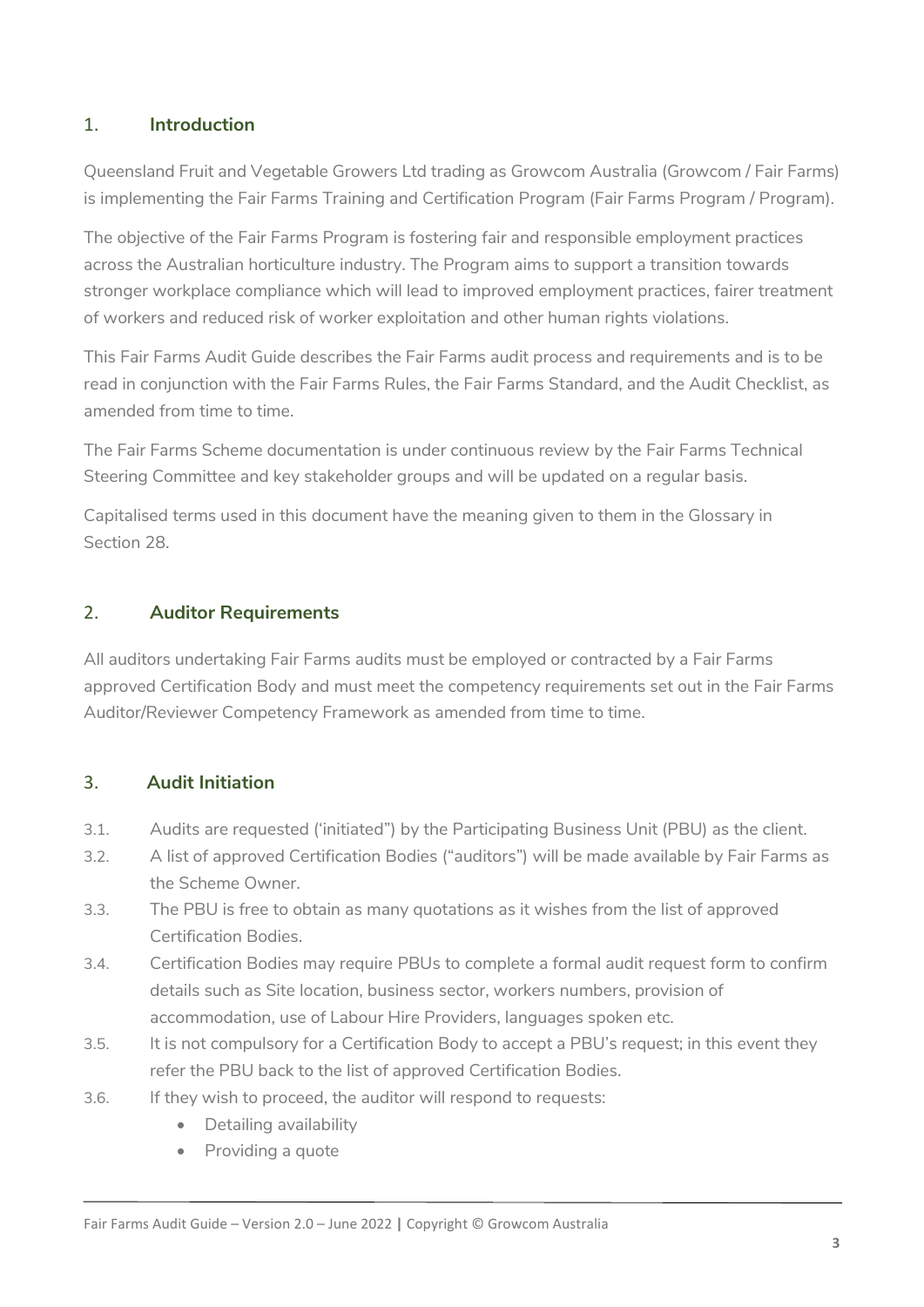## 1. Introduction

Queensland Fruit and Vegetable Growers Ltd trading as Growcom Australia (Growcom / Fair Farms) is implementing the Fair Farms Training and Certification Program (Fair Farms Program / Program).

The objective of the Fair Farms Program is fostering fair and responsible employment practices across the Australian horticulture industry. The Program aims to support a transition towards stronger workplace compliance which will lead to improved employment practices, fairer treatment of workers and reduced risk of worker exploitation and other human rights violations.

This Fair Farms Audit Guide describes the Fair Farms audit process and requirements and is to be read in conjunction with the Fair Farms Rules, the Fair Farms Standard, and the Audit Checklist, as amended from time to time.

The Fair Farms Scheme documentation is under continuous review by the Fair Farms Technical Steering Committee and key stakeholder groups and will be updated on a regular basis.

Capitalised terms used in this document have the meaning given to them in the Glossary in Section 28.

## 2. Auditor Requirements

All auditors undertaking Fair Farms audits must be employed or contracted by a Fair Farms approved Certification Body and must meet the competency requirements set out in the Fair Farms Auditor/Reviewer Competency Framework as amended from time to time.

## 3. Audit Initiation

3.1. Audits are requested ('initiated") by the Participating Business Unit (PBU) as the client.

3.2. A list of approved Certification Bodies ("auditors") will be made available by Fair Farms as the Scheme Owner.

3.3. The PBU is free to obtain as many quotations as it wishes from the list of approved Certification Bodies.

3.4. Certification Bodies may require PBUs to complete a formal audit request form to confirm details such as Site location, business sector, workers numbers, provision of accommodation, use of Labour Hire Providers, languages spoken etc.

3.5. It is not compulsory for a Certification Body to accept a PBU's request; in this event they refer the PBU back to the list of approved Certification Bodies.

3.6. If they wish to proceed, the auditor will respond to requests:

- Detailing availability
- Providing a quote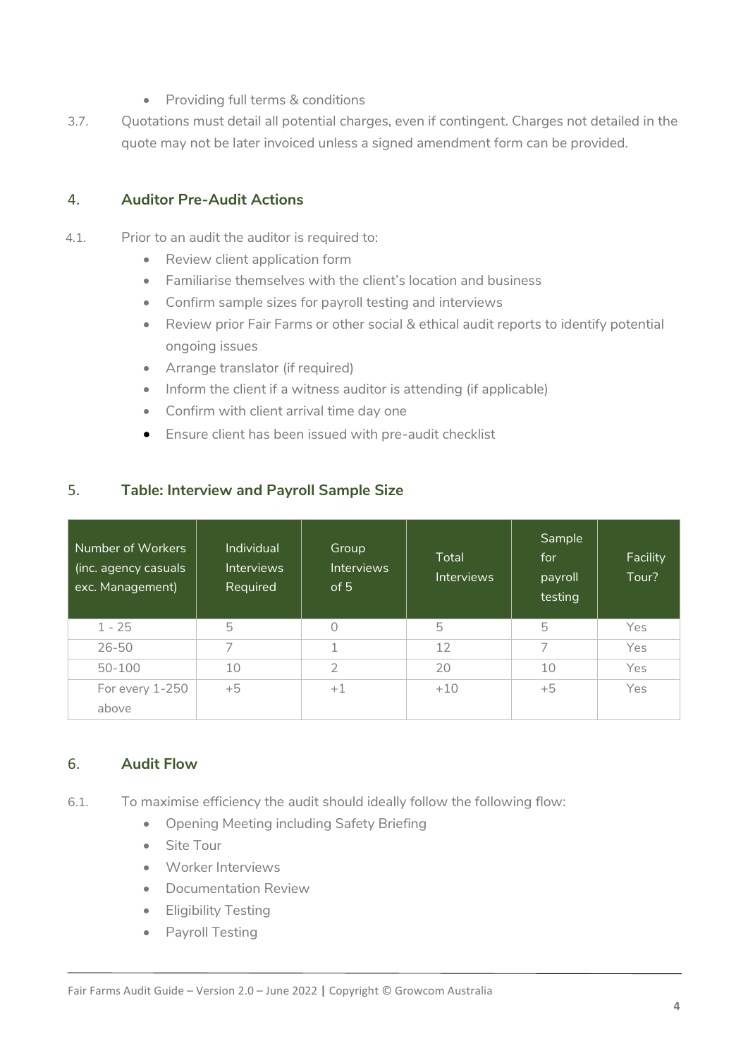- Providing full terms & conditions

3.7. Quotations must detail all potential charges, even if contingent. Charges not detailed in the quote may not be later invoiced unless a signed amendment form can be provided.

## 4. Auditor Pre-Audit Actions

4.1. Prior to an audit the auditor is required to:

- Review client application form
- Familiarise themselves with the client's location and business
- Confirm sample sizes for payroll testing and interviews
- Review prior Fair Farms or other social & ethical audit reports to identify potential ongoing issues
- Arrange translator (if required)
- Inform the client if a witness auditor is attending (if applicable)
- Confirm with client arrival time day one
- Ensure client has been issued with pre-audit checklist

## 5. Table: Interview and Payroll Sample Size

| Number of Workers (inc. agency casuals exc. Management) | Individual Interviews Required | Group Interviews of 5 | Total Interviews | Sample for payroll testing | Facility Tour? |
|---|---|---|---|---|---|
| 1 - 25 | 5 | 0 | 5 | 5 | Yes |
| 26-50 | 7 | 1 | 12 | 7 | Yes |
| 50-100 | 10 | 2 | 20 | 10 | Yes |
| For every 1-250 above | +5 | +1 | +10 | +5 | Yes |

## 6. Audit Flow

6.1. To maximise efficiency the audit should ideally follow the following flow:

- Opening Meeting including Safety Briefing
- Site Tour
- Worker Interviews
- Documentation Review
- Eligibility Testing
- Payroll Testing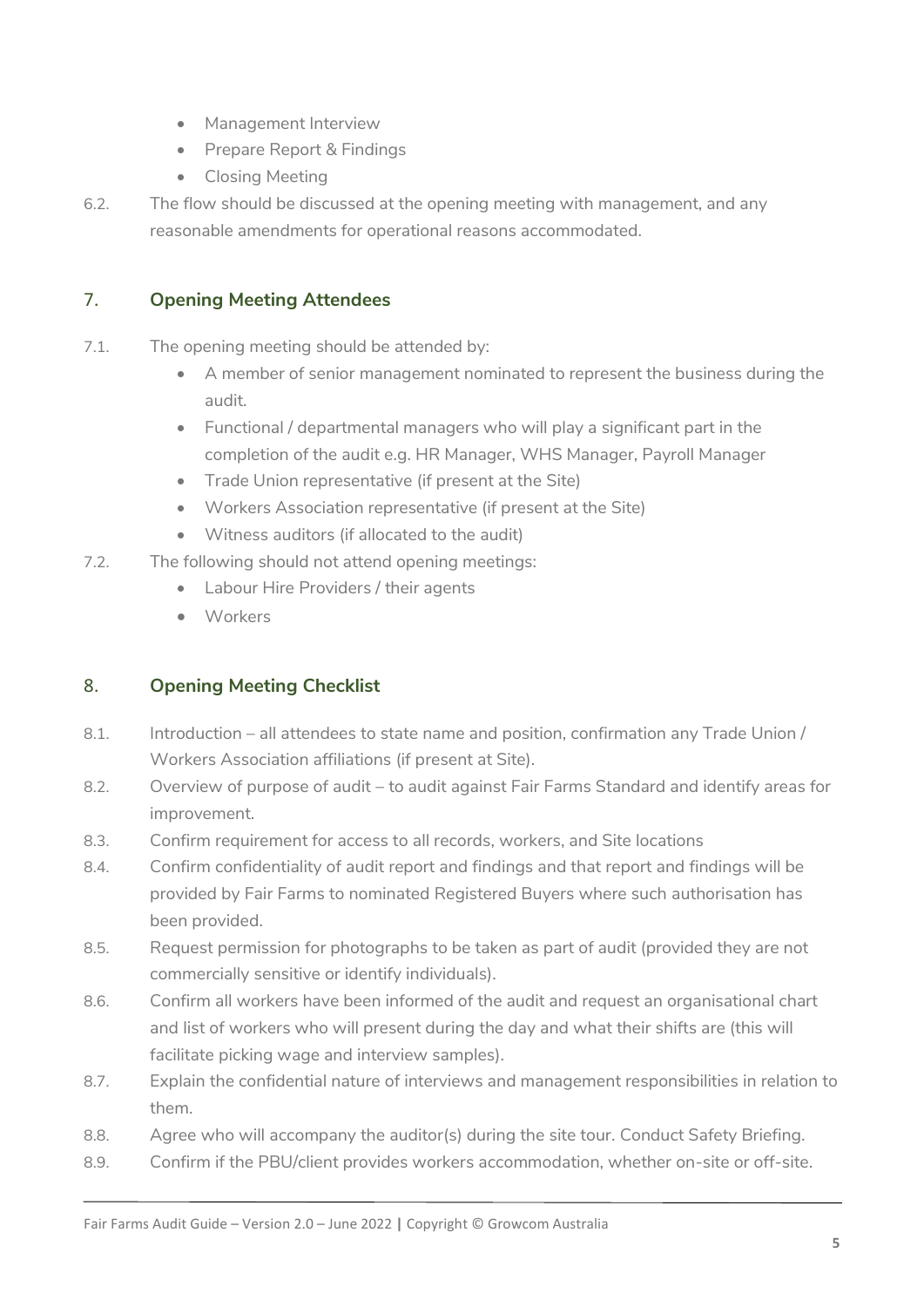- Management Interview
- Prepare Report & Findings
- Closing Meeting

6.2. The flow should be discussed at the opening meeting with management, and any reasonable amendments for operational reasons accommodated.

## 7. Opening Meeting Attendees

7.1. The opening meeting should be attended by:

- A member of senior management nominated to represent the business during the audit.
- Functional / departmental managers who will play a significant part in the completion of the audit e.g. HR Manager, WHS Manager, Payroll Manager
- Trade Union representative (if present at the Site)
- Workers Association representative (if present at the Site)
- Witness auditors (if allocated to the audit)

7.2. The following should not attend opening meetings:

- Labour Hire Providers / their agents
- Workers

## 8. Opening Meeting Checklist

8.1. Introduction – all attendees to state name and position, confirmation any Trade Union / Workers Association affiliations (if present at Site).

8.2. Overview of purpose of audit – to audit against Fair Farms Standard and identify areas for improvement.

8.3. Confirm requirement for access to all records, workers, and Site locations

8.4. Confirm confidentiality of audit report and findings and that report and findings will be provided by Fair Farms to nominated Registered Buyers where such authorisation has been provided.

8.5. Request permission for photographs to be taken as part of audit (provided they are not commercially sensitive or identify individuals).

8.6. Confirm all workers have been informed of the audit and request an organisational chart and list of workers who will present during the day and what their shifts are (this will facilitate picking wage and interview samples).

8.7. Explain the confidential nature of interviews and management responsibilities in relation to them.

8.8. Agree who will accompany the auditor(s) during the site tour. Conduct Safety Briefing.

8.9. Confirm if the PBU/client provides workers accommodation, whether on-site or off-site.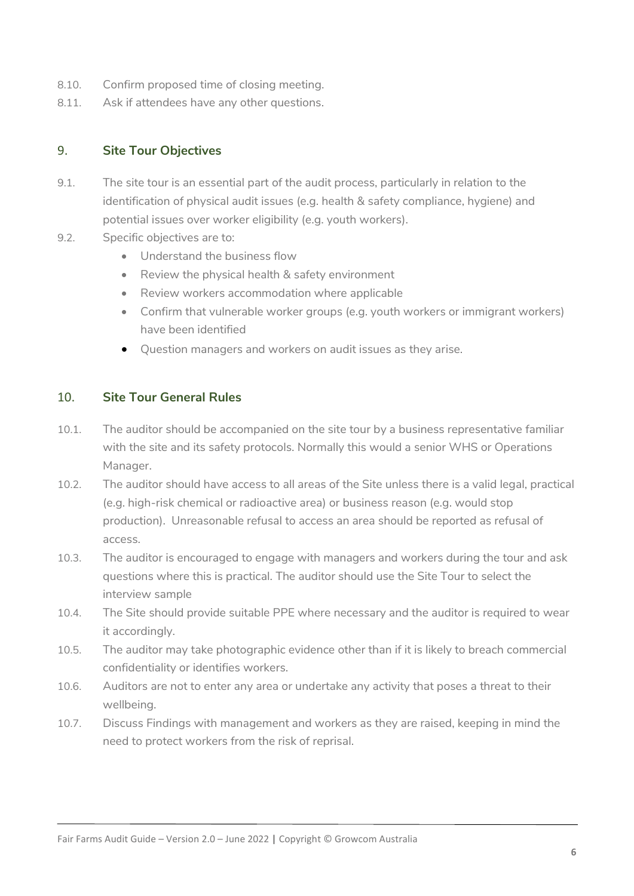8.10. Confirm proposed time of closing meeting.

8.11. Ask if attendees have any other questions.

## 9. Site Tour Objectives

9.1. The site tour is an essential part of the audit process, particularly in relation to the identification of physical audit issues (e.g. health & safety compliance, hygiene) and potential issues over worker eligibility (e.g. youth workers).

9.2. Specific objectives are to:

- Understand the business flow
- Review the physical health & safety environment
- Review workers accommodation where applicable
- Confirm that vulnerable worker groups (e.g. youth workers or immigrant workers) have been identified
- Question managers and workers on audit issues as they arise.

## 10. Site Tour General Rules

10.1. The auditor should be accompanied on the site tour by a business representative familiar with the site and its safety protocols. Normally this would a senior WHS or Operations Manager.

10.2. The auditor should have access to all areas of the Site unless there is a valid legal, practical (e.g. high-risk chemical or radioactive area) or business reason (e.g. would stop production). Unreasonable refusal to access an area should be reported as refusal of access.

10.3. The auditor is encouraged to engage with managers and workers during the tour and ask questions where this is practical. The auditor should use the Site Tour to select the interview sample

10.4. The Site should provide suitable PPE where necessary and the auditor is required to wear it accordingly.

10.5. The auditor may take photographic evidence other than if it is likely to breach commercial confidentiality or identifies workers.

10.6. Auditors are not to enter any area or undertake any activity that poses a threat to their wellbeing.

10.7. Discuss Findings with management and workers as they are raised, keeping in mind the need to protect workers from the risk of reprisal.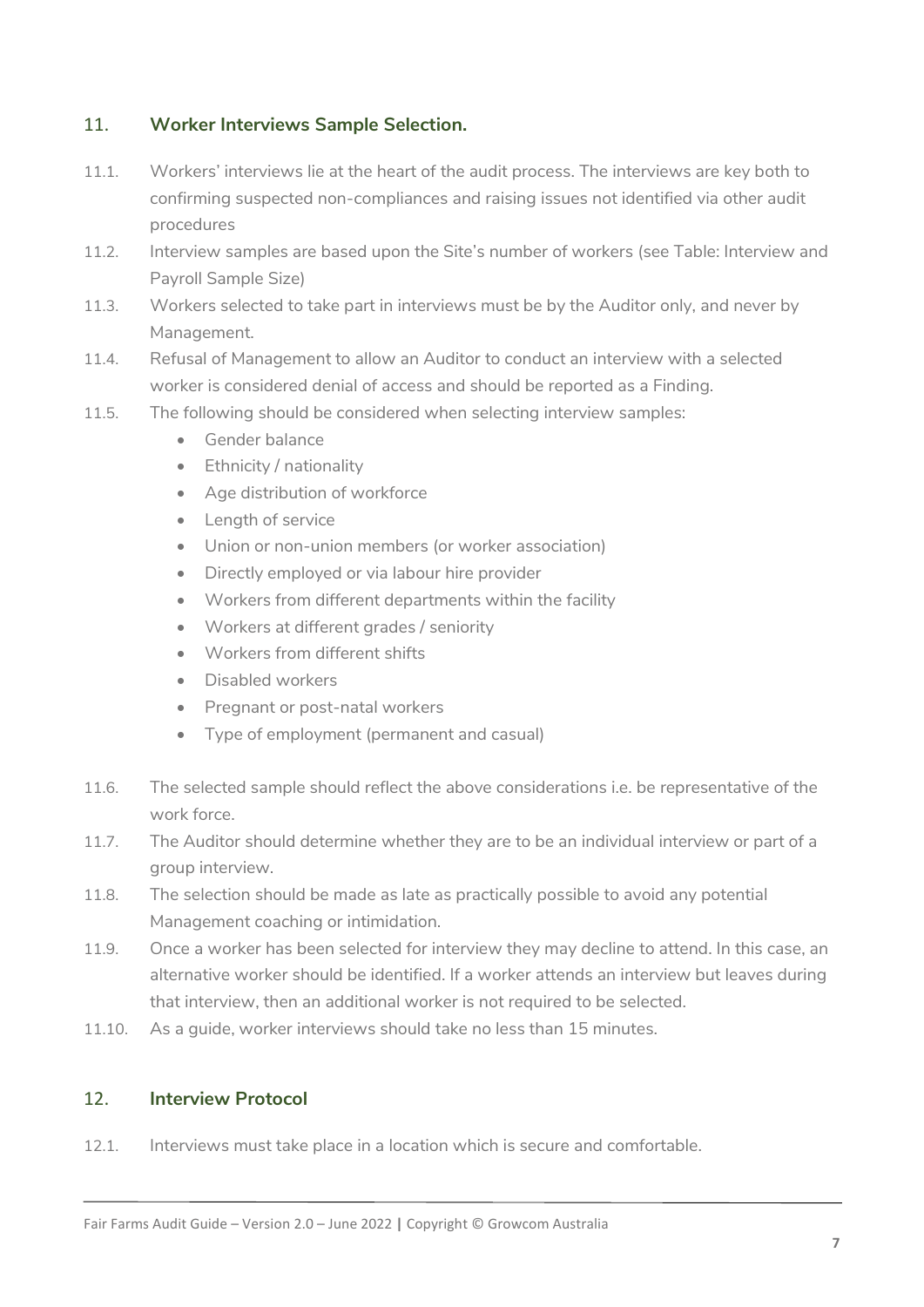## 11. Worker Interviews Sample Selection.

11.1. Workers' interviews lie at the heart of the audit process. The interviews are key both to confirming suspected non-compliances and raising issues not identified via other audit procedures

11.2. Interview samples are based upon the Site's number of workers (see Table: Interview and Payroll Sample Size)

11.3. Workers selected to take part in interviews must be by the Auditor only, and never by Management.

11.4. Refusal of Management to allow an Auditor to conduct an interview with a selected worker is considered denial of access and should be reported as a Finding.

11.5. The following should be considered when selecting interview samples:

- Gender balance
- Ethnicity / nationality
- Age distribution of workforce
- Length of service
- Union or non-union members (or worker association)
- Directly employed or via labour hire provider
- Workers from different departments within the facility
- Workers at different grades / seniority
- Workers from different shifts
- Disabled workers
- Pregnant or post-natal workers
- Type of employment (permanent and casual)

11.6. The selected sample should reflect the above considerations i.e. be representative of the work force.

11.7. The Auditor should determine whether they are to be an individual interview or part of a group interview.

11.8. The selection should be made as late as practically possible to avoid any potential Management coaching or intimidation.

11.9. Once a worker has been selected for interview they may decline to attend. In this case, an alternative worker should be identified. If a worker attends an interview but leaves during that interview, then an additional worker is not required to be selected.

11.10. As a guide, worker interviews should take no less than 15 minutes.

## 12. Interview Protocol

12.1. Interviews must take place in a location which is secure and comfortable.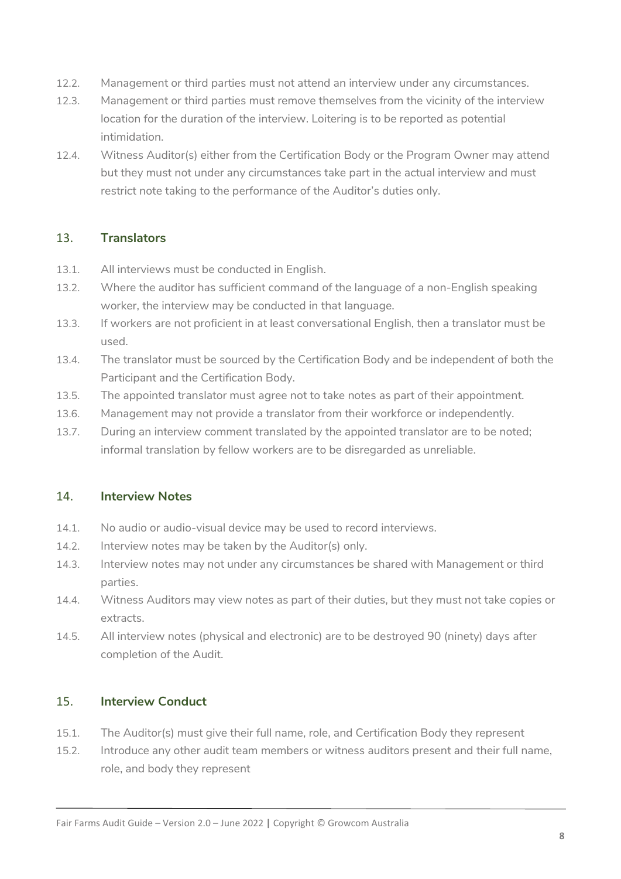12.2. Management or third parties must not attend an interview under any circumstances.

12.3. Management or third parties must remove themselves from the vicinity of the interview location for the duration of the interview. Loitering is to be reported as potential intimidation.

12.4. Witness Auditor(s) either from the Certification Body or the Program Owner may attend but they must not under any circumstances take part in the actual interview and must restrict note taking to the performance of the Auditor's duties only.

## 13. Translators

13.1. All interviews must be conducted in English.

13.2. Where the auditor has sufficient command of the language of a non-English speaking worker, the interview may be conducted in that language.

13.3. If workers are not proficient in at least conversational English, then a translator must be used.

13.4. The translator must be sourced by the Certification Body and be independent of both the Participant and the Certification Body.

13.5. The appointed translator must agree not to take notes as part of their appointment.

13.6. Management may not provide a translator from their workforce or independently.

13.7. During an interview comment translated by the appointed translator are to be noted; informal translation by fellow workers are to be disregarded as unreliable.

## 14. Interview Notes

14.1. No audio or audio-visual device may be used to record interviews.

14.2. Interview notes may be taken by the Auditor(s) only.

14.3. Interview notes may not under any circumstances be shared with Management or third parties.

14.4. Witness Auditors may view notes as part of their duties, but they must not take copies or extracts.

14.5. All interview notes (physical and electronic) are to be destroyed 90 (ninety) days after completion of the Audit.

## 15. Interview Conduct

15.1. The Auditor(s) must give their full name, role, and Certification Body they represent

15.2. Introduce any other audit team members or witness auditors present and their full name, role, and body they represent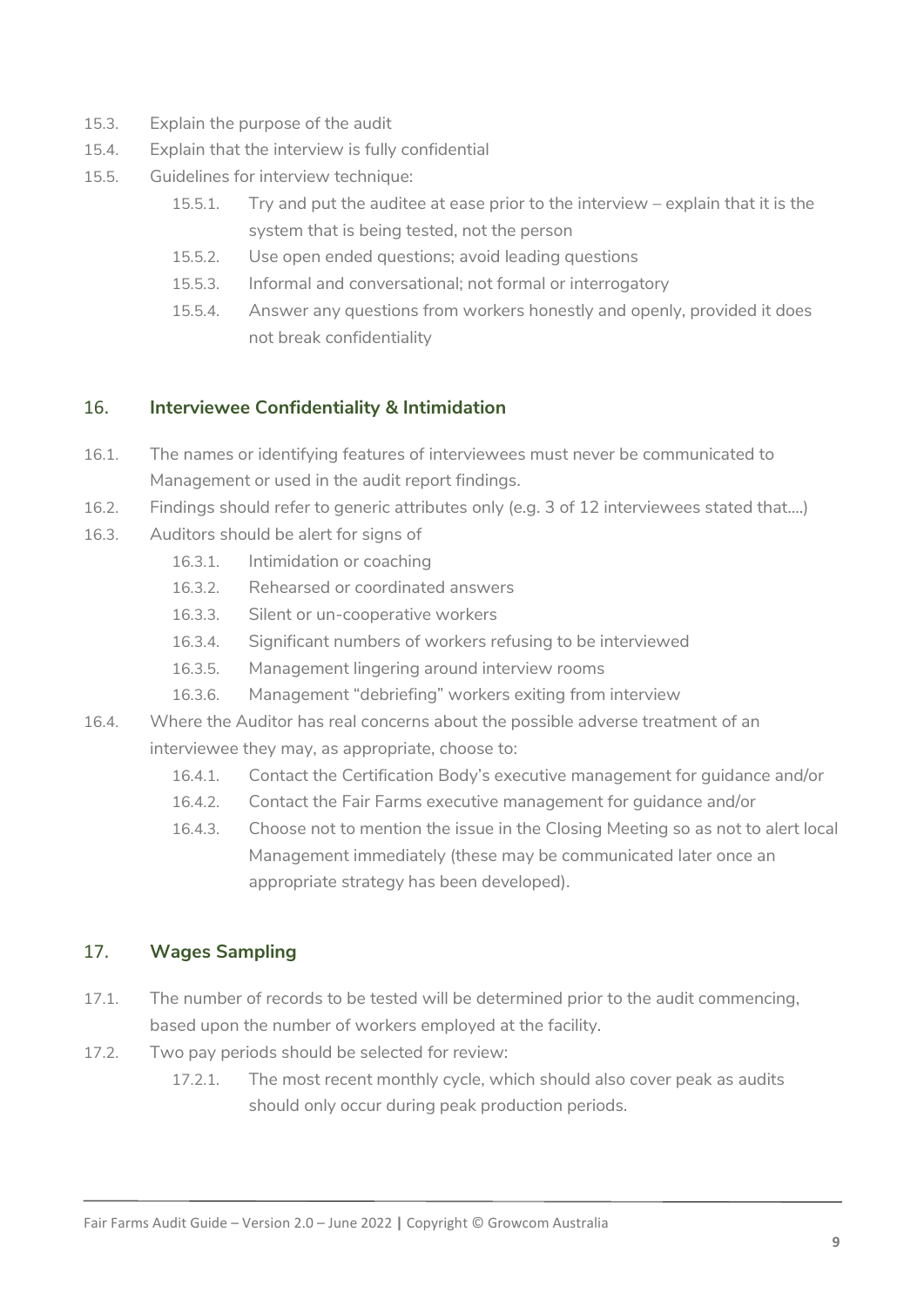15.3. Explain the purpose of the audit

15.4. Explain that the interview is fully confidential

15.5. Guidelines for interview technique:

- 15.5.1. Try and put the auditee at ease prior to the interview – explain that it is the system that is being tested, not the person
- 15.5.2. Use open ended questions; avoid leading questions
- 15.5.3. Informal and conversational; not formal or interrogatory
- 15.5.4. Answer any questions from workers honestly and openly, provided it does not break confidentiality

## 16. Interviewee Confidentiality & Intimidation

16.1. The names or identifying features of interviewees must never be communicated to Management or used in the audit report findings.

16.2. Findings should refer to generic attributes only (e.g. 3 of 12 interviewees stated that….)

16.3. Auditors should be alert for signs of

- 16.3.1. Intimidation or coaching
- 16.3.2. Rehearsed or coordinated answers
- 16.3.3. Silent or un-cooperative workers
- 16.3.4. Significant numbers of workers refusing to be interviewed
- 16.3.5. Management lingering around interview rooms
- 16.3.6. Management "debriefing" workers exiting from interview

16.4. Where the Auditor has real concerns about the possible adverse treatment of an interviewee they may, as appropriate, choose to:

- 16.4.1. Contact the Certification Body's executive management for guidance and/or
- 16.4.2. Contact the Fair Farms executive management for guidance and/or
- 16.4.3. Choose not to mention the issue in the Closing Meeting so as not to alert local Management immediately (these may be communicated later once an appropriate strategy has been developed).

## 17. Wages Sampling

17.1. The number of records to be tested will be determined prior to the audit commencing, based upon the number of workers employed at the facility.

17.2. Two pay periods should be selected for review:

- 17.2.1. The most recent monthly cycle, which should also cover peak as audits should only occur during peak production periods.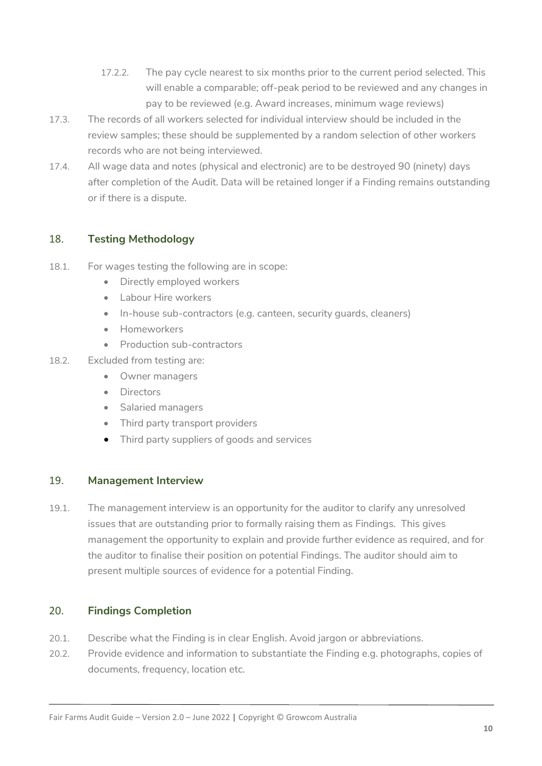17.2.2. The pay cycle nearest to six months prior to the current period selected. This will enable a comparable; off-peak period to be reviewed and any changes in pay to be reviewed (e.g. Award increases, minimum wage reviews)

17.3. The records of all workers selected for individual interview should be included in the review samples; these should be supplemented by a random selection of other workers records who are not being interviewed.

17.4. All wage data and notes (physical and electronic) are to be destroyed 90 (ninety) days after completion of the Audit. Data will be retained longer if a Finding remains outstanding or if there is a dispute.

## 18. Testing Methodology

18.1. For wages testing the following are in scope:

- Directly employed workers
- Labour Hire workers
- In-house sub-contractors (e.g. canteen, security guards, cleaners)
- Homeworkers
- Production sub-contractors

18.2. Excluded from testing are:

- Owner managers
- Directors
- Salaried managers
- Third party transport providers
- Third party suppliers of goods and services

## 19. Management Interview

19.1. The management interview is an opportunity for the auditor to clarify any unresolved issues that are outstanding prior to formally raising them as Findings. This gives management the opportunity to explain and provide further evidence as required, and for the auditor to finalise their position on potential Findings. The auditor should aim to present multiple sources of evidence for a potential Finding.

## 20. Findings Completion

20.1. Describe what the Finding is in clear English. Avoid jargon or abbreviations.

20.2. Provide evidence and information to substantiate the Finding e.g. photographs, copies of documents, frequency, location etc.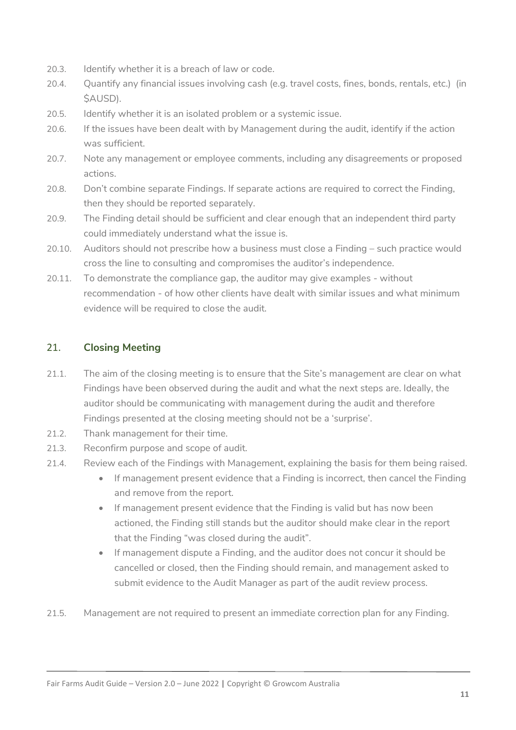20.3. Identify whether it is a breach of law or code.

20.4. Quantify any financial issues involving cash (e.g. travel costs, fines, bonds, rentals, etc.) (in $AUSD).

20.5. Identify whether it is an isolated problem or a systemic issue.

20.6. If the issues have been dealt with by Management during the audit, identify if the action was sufficient.

20.7. Note any management or employee comments, including any disagreements or proposed actions.

20.8. Don't combine separate Findings. If separate actions are required to correct the Finding, then they should be reported separately.

20.9. The Finding detail should be sufficient and clear enough that an independent third party could immediately understand what the issue is.

20.10. Auditors should not prescribe how a business must close a Finding – such practice would cross the line to consulting and compromises the auditor's independence.

20.11. To demonstrate the compliance gap, the auditor may give examples - without recommendation - of how other clients have dealt with similar issues and what minimum evidence will be required to close the audit.

## 21. Closing Meeting

21.1. The aim of the closing meeting is to ensure that the Site's management are clear on what Findings have been observed during the audit and what the next steps are. Ideally, the auditor should be communicating with management during the audit and therefore Findings presented at the closing meeting should not be a 'surprise'.

21.2. Thank management for their time.

21.3. Reconfirm purpose and scope of audit.

21.4. Review each of the Findings with Management, explaining the basis for them being raised.

- If management present evidence that a Finding is incorrect, then cancel the Finding and remove from the report.
- If management present evidence that the Finding is valid but has now been actioned, the Finding still stands but the auditor should make clear in the report that the Finding "was closed during the audit".
- If management dispute a Finding, and the auditor does not concur it should be cancelled or closed, then the Finding should remain, and management asked to submit evidence to the Audit Manager as part of the audit review process.

21.5. Management are not required to present an immediate correction plan for any Finding.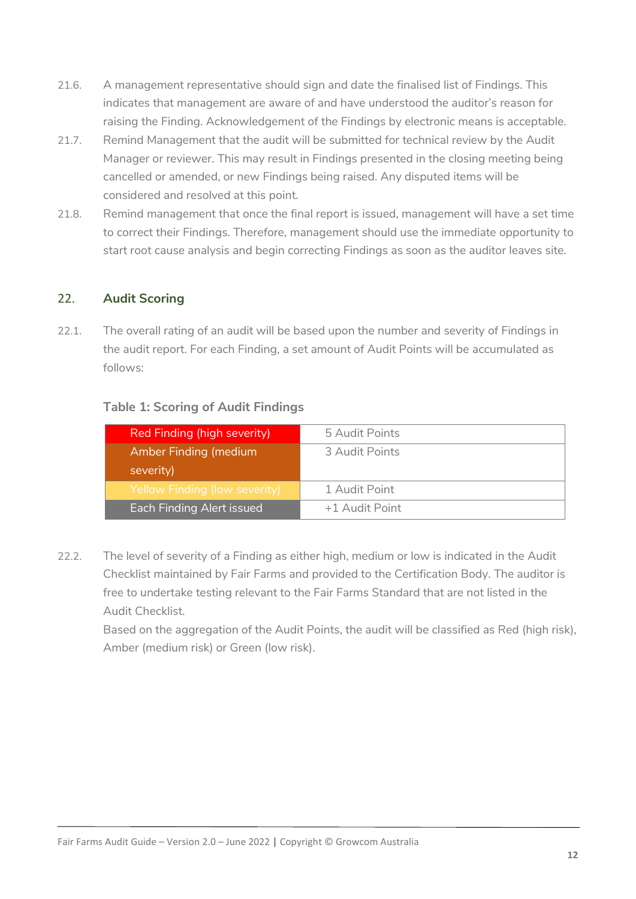21.6. A management representative should sign and date the finalised list of Findings. This indicates that management are aware of and have understood the auditor's reason for raising the Finding. Acknowledgement of the Findings by electronic means is acceptable.

21.7. Remind Management that the audit will be submitted for technical review by the Audit Manager or reviewer. This may result in Findings presented in the closing meeting being cancelled or amended, or new Findings being raised. Any disputed items will be considered and resolved at this point.

21.8. Remind management that once the final report is issued, management will have a set time to correct their Findings. Therefore, management should use the immediate opportunity to start root cause analysis and begin correcting Findings as soon as the auditor leaves site.

## 22. Audit Scoring

22.1. The overall rating of an audit will be based upon the number and severity of Findings in the audit report. For each Finding, a set amount of Audit Points will be accumulated as follows:

**Table 1: Scoring of Audit Findings**

| Finding | Audit Points |
|---|---|
| Red Finding (high severity) | 5 Audit Points |
| Amber Finding (medium severity) | 3 Audit Points |
| Yellow Finding (low severity) | 1 Audit Point |
| Each Finding Alert issued | +1 Audit Point |

22.2. The level of severity of a Finding as either high, medium or low is indicated in the Audit Checklist maintained by Fair Farms and provided to the Certification Body. The auditor is free to undertake testing relevant to the Fair Farms Standard that are not listed in the Audit Checklist.

Based on the aggregation of the Audit Points, the audit will be classified as Red (high risk), Amber (medium risk) or Green (low risk).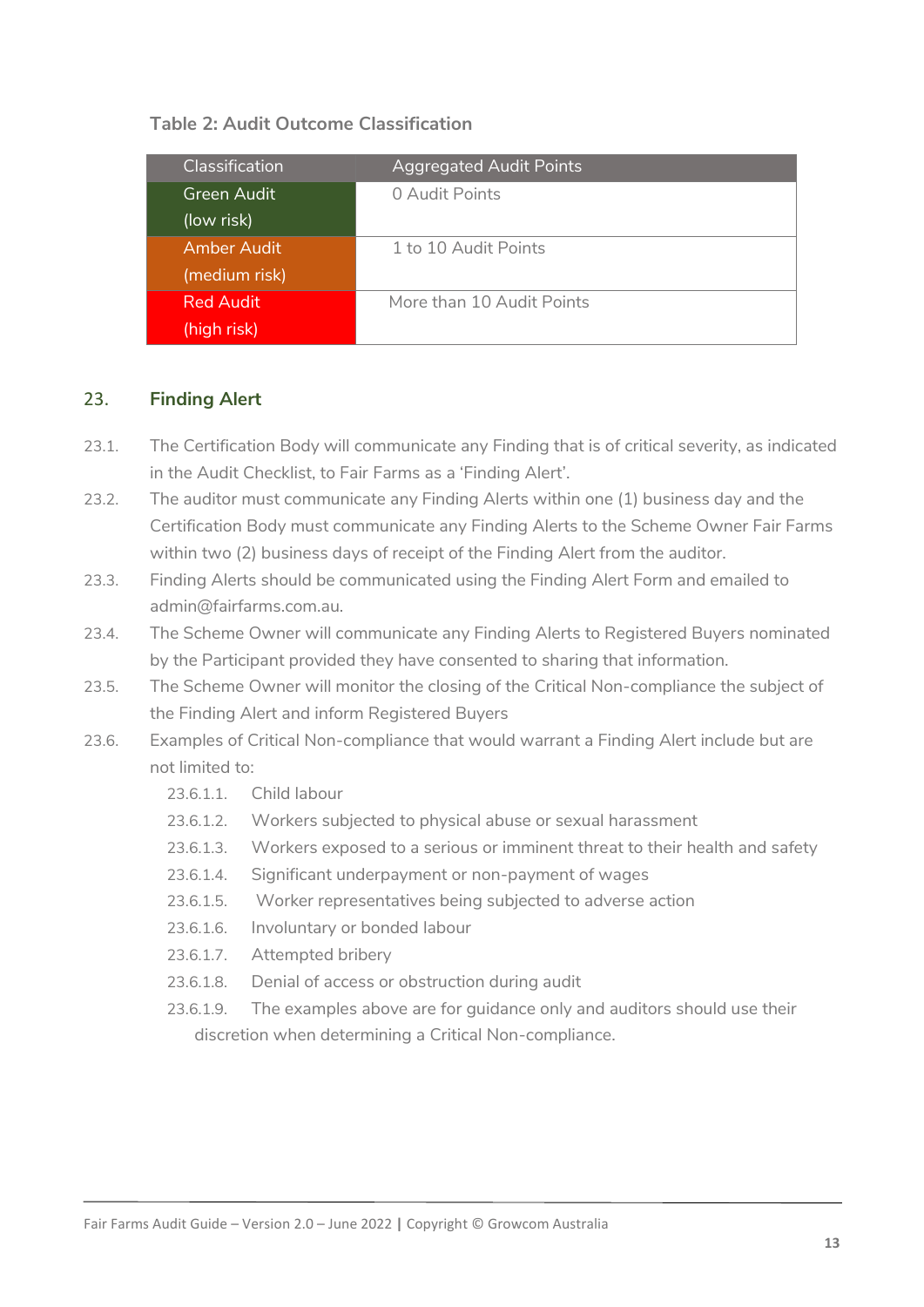**Table 2: Audit Outcome Classification**

| Classification | Aggregated Audit Points |
|---|---|
| Green Audit (low risk) | 0 Audit Points |
| Amber Audit (medium risk) | 1 to 10 Audit Points |
| Red Audit (high risk) | More than 10 Audit Points |

## 23. Finding Alert

23.1. The Certification Body will communicate any Finding that is of critical severity, as indicated in the Audit Checklist, to Fair Farms as a 'Finding Alert'.

23.2. The auditor must communicate any Finding Alerts within one (1) business day and the Certification Body must communicate any Finding Alerts to the Scheme Owner Fair Farms within two (2) business days of receipt of the Finding Alert from the auditor.

23.3. Finding Alerts should be communicated using the Finding Alert Form and emailed to admin@fairfarms.com.au.

23.4. The Scheme Owner will communicate any Finding Alerts to Registered Buyers nominated by the Participant provided they have consented to sharing that information.

23.5. The Scheme Owner will monitor the closing of the Critical Non-compliance the subject of the Finding Alert and inform Registered Buyers

23.6. Examples of Critical Non-compliance that would warrant a Finding Alert include but are not limited to:

- 23.6.1.1. Child labour
- 23.6.1.2. Workers subjected to physical abuse or sexual harassment
- 23.6.1.3. Workers exposed to a serious or imminent threat to their health and safety
- 23.6.1.4. Significant underpayment or non-payment of wages
- 23.6.1.5. Worker representatives being subjected to adverse action
- 23.6.1.6. Involuntary or bonded labour
- 23.6.1.7. Attempted bribery
- 23.6.1.8. Denial of access or obstruction during audit
- 23.6.1.9. The examples above are for guidance only and auditors should use their discretion when determining a Critical Non-compliance.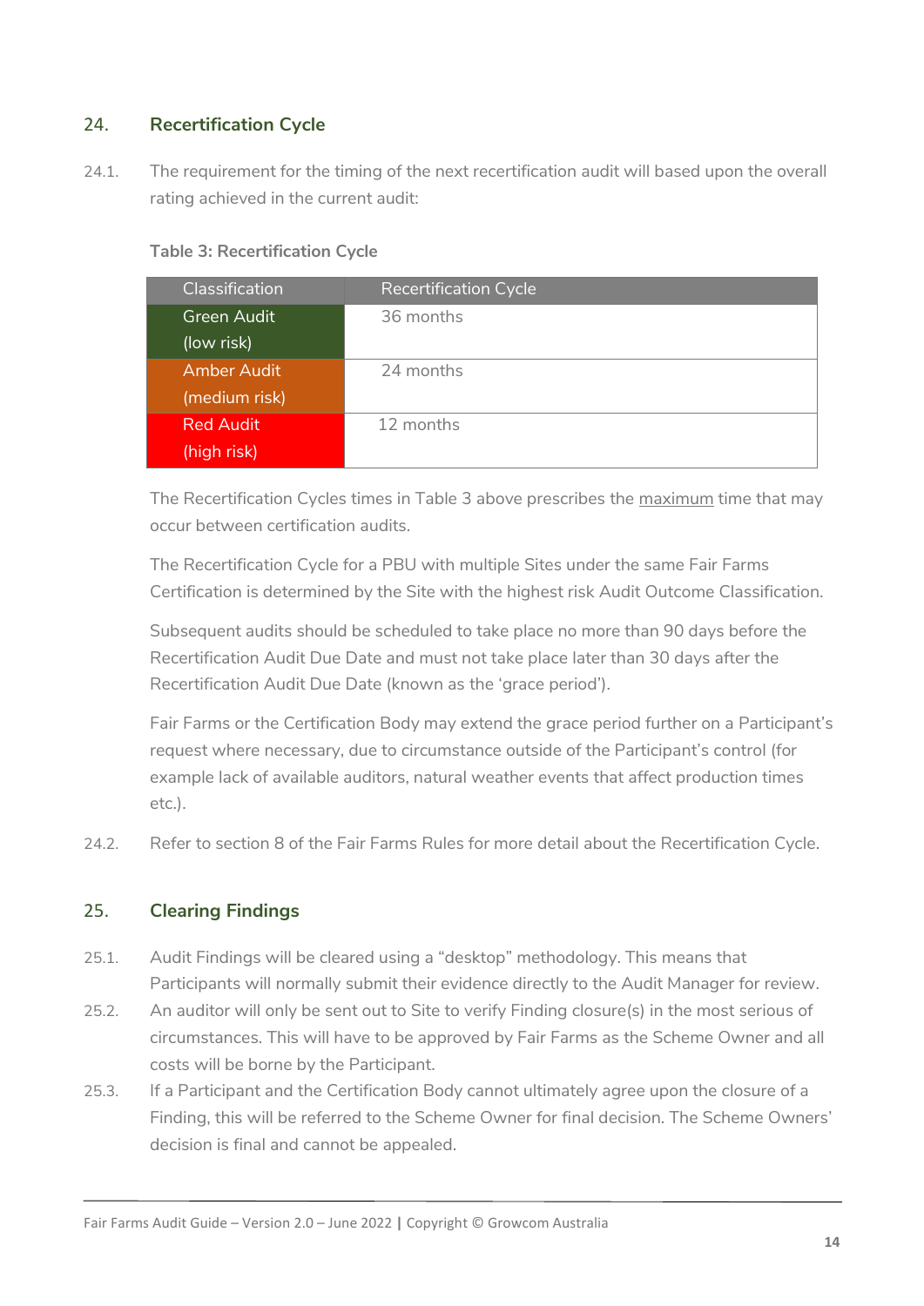## 24. Recertification Cycle

24.1. The requirement for the timing of the next recertification audit will based upon the overall rating achieved in the current audit:

**Table 3: Recertification Cycle**

| Classification | Recertification Cycle |
|---|---|
| Green Audit (low risk) | 36 months |
| Amber Audit (medium risk) | 24 months |
| Red Audit (high risk) | 12 months |

The Recertification Cycles times in Table 3 above prescribes the maximum time that may occur between certification audits.

The Recertification Cycle for a PBU with multiple Sites under the same Fair Farms Certification is determined by the Site with the highest risk Audit Outcome Classification.

Subsequent audits should be scheduled to take place no more than 90 days before the Recertification Audit Due Date and must not take place later than 30 days after the Recertification Audit Due Date (known as the 'grace period').

Fair Farms or the Certification Body may extend the grace period further on a Participant's request where necessary, due to circumstance outside of the Participant's control (for example lack of available auditors, natural weather events that affect production times etc.).

24.2. Refer to section 8 of the Fair Farms Rules for more detail about the Recertification Cycle.

## 25. Clearing Findings

25.1. Audit Findings will be cleared using a "desktop" methodology. This means that Participants will normally submit their evidence directly to the Audit Manager for review.

25.2. An auditor will only be sent out to Site to verify Finding closure(s) in the most serious of circumstances. This will have to be approved by Fair Farms as the Scheme Owner and all costs will be borne by the Participant.

25.3. If a Participant and the Certification Body cannot ultimately agree upon the closure of a Finding, this will be referred to the Scheme Owner for final decision. The Scheme Owners' decision is final and cannot be appealed.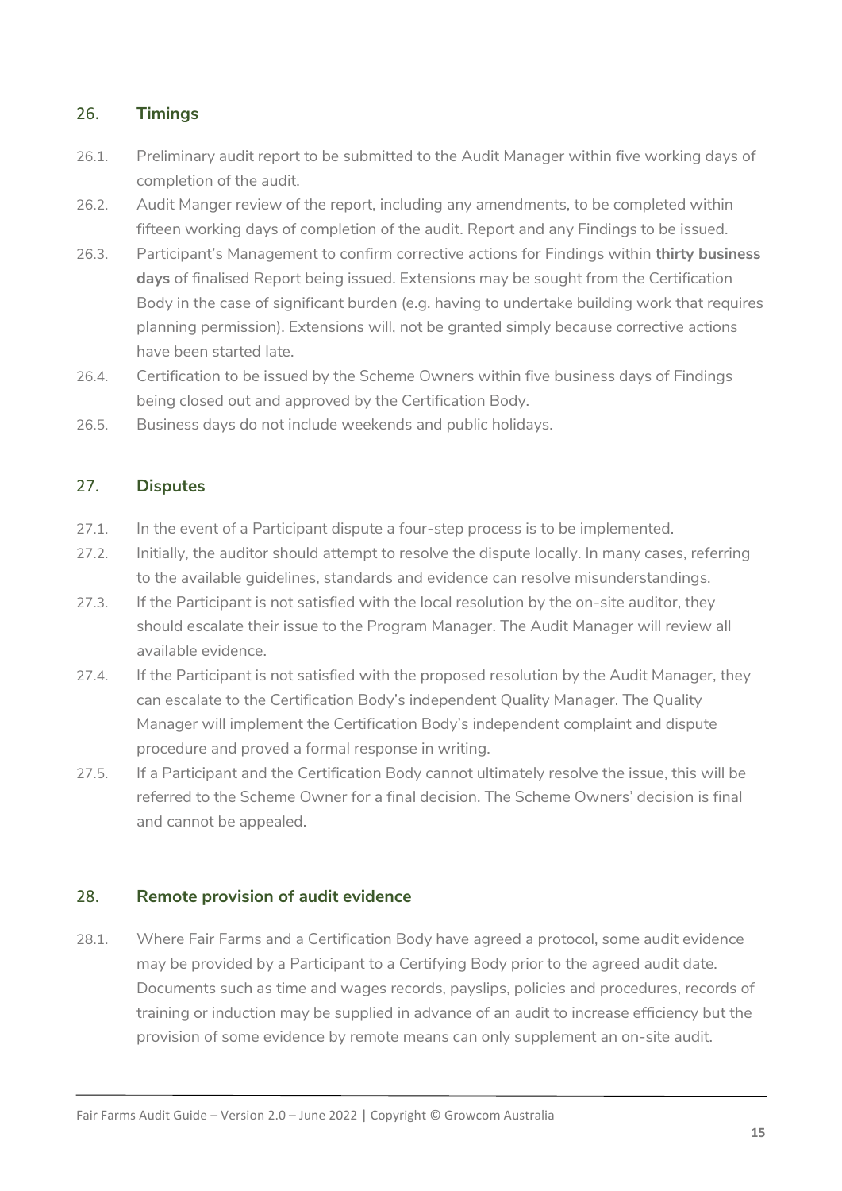## 26. Timings

26.1. Preliminary audit report to be submitted to the Audit Manager within five working days of completion of the audit.

26.2. Audit Manger review of the report, including any amendments, to be completed within fifteen working days of completion of the audit. Report and any Findings to be issued.

26.3. Participant's Management to confirm corrective actions for Findings within **thirty business days** of finalised Report being issued. Extensions may be sought from the Certification Body in the case of significant burden (e.g. having to undertake building work that requires planning permission). Extensions will, not be granted simply because corrective actions have been started late.

26.4. Certification to be issued by the Scheme Owners within five business days of Findings being closed out and approved by the Certification Body.

26.5. Business days do not include weekends and public holidays.

## 27. Disputes

27.1. In the event of a Participant dispute a four-step process is to be implemented.

27.2. Initially, the auditor should attempt to resolve the dispute locally. In many cases, referring to the available guidelines, standards and evidence can resolve misunderstandings.

27.3. If the Participant is not satisfied with the local resolution by the on-site auditor, they should escalate their issue to the Program Manager. The Audit Manager will review all available evidence.

27.4. If the Participant is not satisfied with the proposed resolution by the Audit Manager, they can escalate to the Certification Body's independent Quality Manager. The Quality Manager will implement the Certification Body's independent complaint and dispute procedure and proved a formal response in writing.

27.5. If a Participant and the Certification Body cannot ultimately resolve the issue, this will be referred to the Scheme Owner for a final decision. The Scheme Owners' decision is final and cannot be appealed.

## 28. Remote provision of audit evidence

28.1. Where Fair Farms and a Certification Body have agreed a protocol, some audit evidence may be provided by a Participant to a Certifying Body prior to the agreed audit date. Documents such as time and wages records, payslips, policies and procedures, records of training or induction may be supplied in advance of an audit to increase efficiency but the provision of some evidence by remote means can only supplement an on-site audit.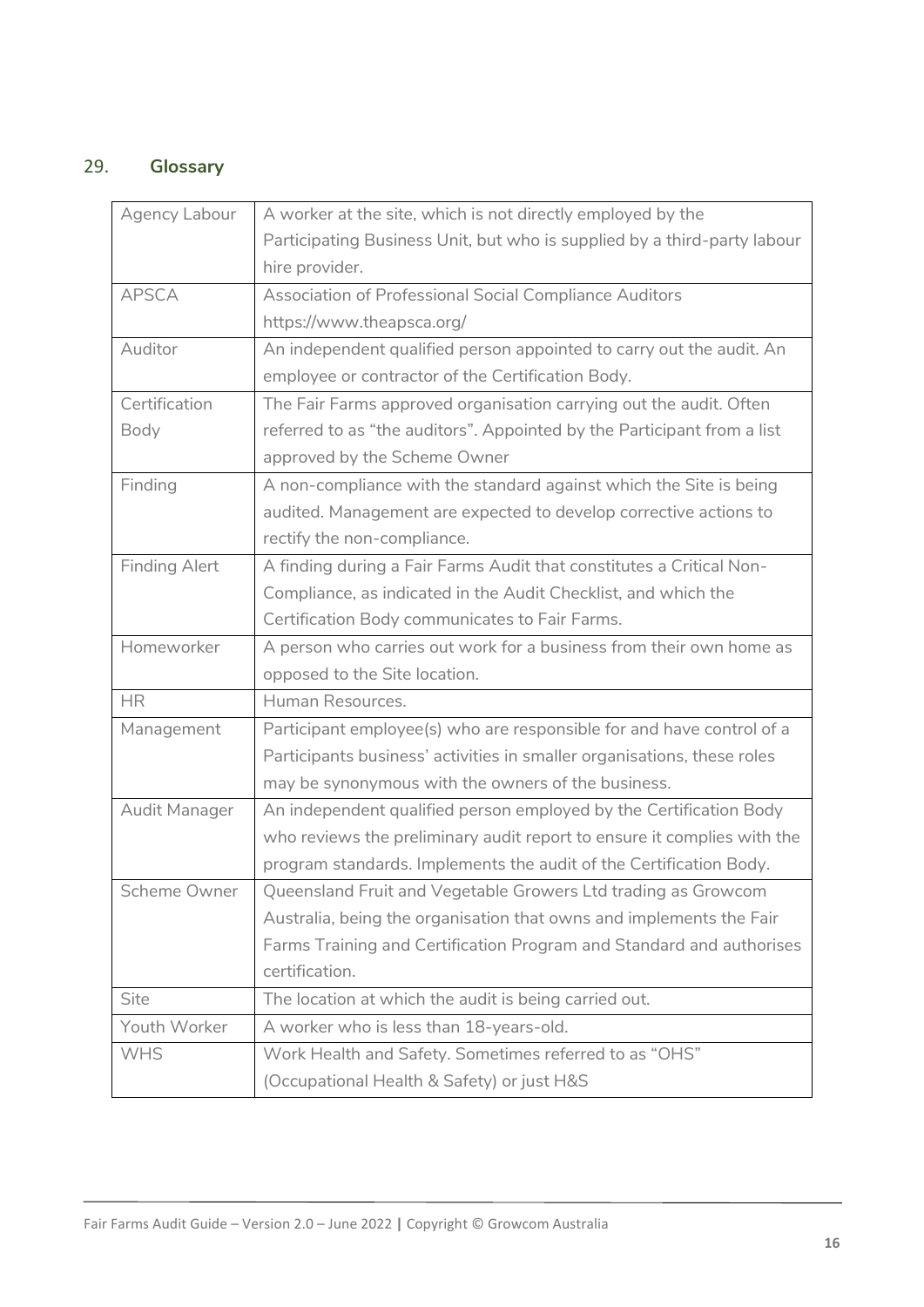## 29. Glossary

| Term | Definition |
|---|---|
| Agency Labour | A worker at the site, which is not directly employed by the Participating Business Unit, but who is supplied by a third-party labour hire provider. |
| APSCA | Association of Professional Social Compliance Auditors https://www.theapsca.org/ |
| Auditor | An independent qualified person appointed to carry out the audit. An employee or contractor of the Certification Body. |
| Certification Body | The Fair Farms approved organisation carrying out the audit. Often referred to as "the auditors". Appointed by the Participant from a list approved by the Scheme Owner |
| Finding | A non-compliance with the standard against which the Site is being audited. Management are expected to develop corrective actions to rectify the non-compliance. |
| Finding Alert | A finding during a Fair Farms Audit that constitutes a Critical Non-Compliance, as indicated in the Audit Checklist, and which the Certification Body communicates to Fair Farms. |
| Homeworker | A person who carries out work for a business from their own home as opposed to the Site location. |
| HR | Human Resources. |
| Management | Participant employee(s) who are responsible for and have control of a Participants business' activities in smaller organisations, these roles may be synonymous with the owners of the business. |
| Audit Manager | An independent qualified person employed by the Certification Body who reviews the preliminary audit report to ensure it complies with the program standards. Implements the audit of the Certification Body. |
| Scheme Owner | Queensland Fruit and Vegetable Growers Ltd trading as Growcom Australia, being the organisation that owns and implements the Fair Farms Training and Certification Program and Standard and authorises certification. |
| Site | The location at which the audit is being carried out. |
| Youth Worker | A worker who is less than 18-years-old. |
| WHS | Work Health and Safety. Sometimes referred to as "OHS" (Occupational Health & Safety) or just H&S |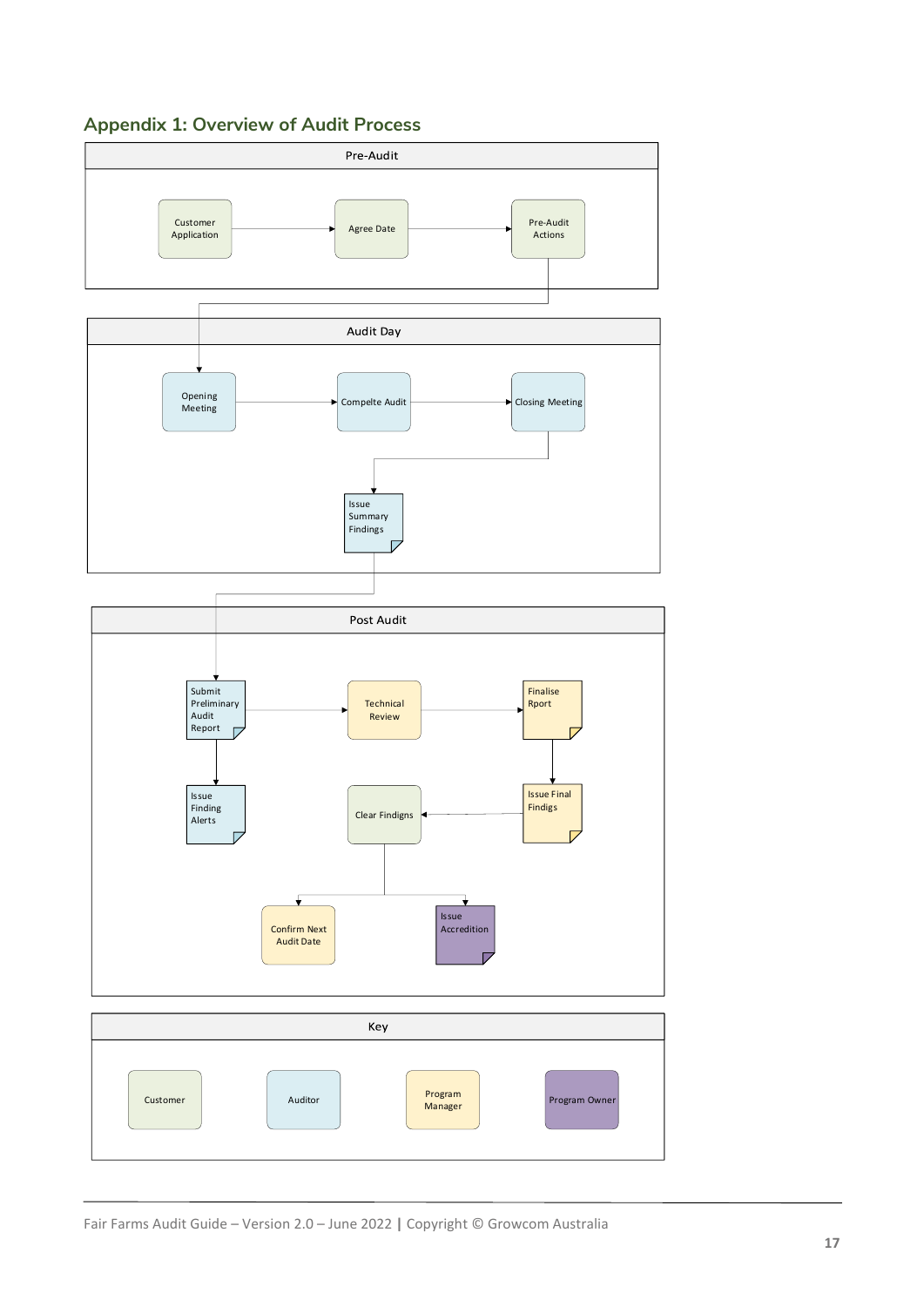## Appendix 1: Overview of Audit Process

Pre-Audit

Customer Application

Agree Date

Pre-Audit Actions

Audit Day

Opening Meeting

Compelte Audit

Closing Meeting

Issue Summary Findings

Post Audit

Submit Preliminary Audit Report

Technical Review

Finalise Rport

Issue Finding Alerts

Clear Findigns

Issue Final Findigs

Confirm Next Audit Date

Issue Accredition

Key

Customer

Auditor

Program Manager

Program Owner

Fair Farms Audit Guide – Version 2.0 – June 2022 | Copyright © Growcom Australia